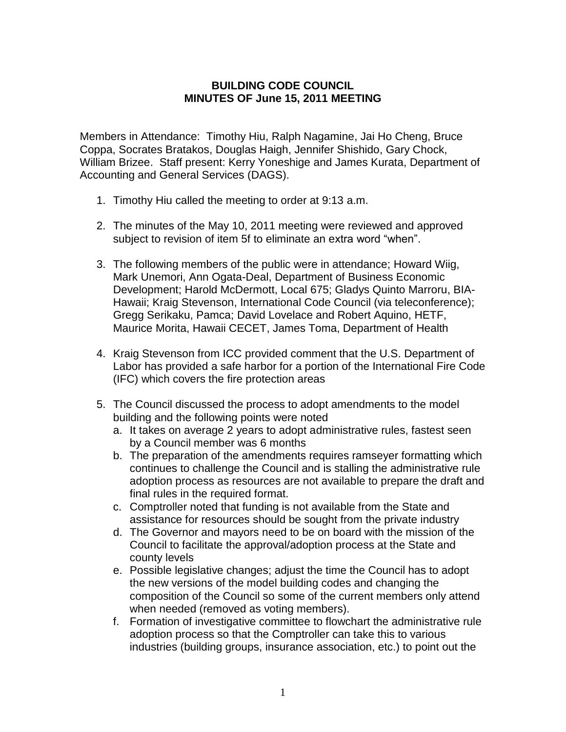**BUILDING CODE COUNCIL**
**MINUTES OF June 15, 2011 MEETING**

Members in Attendance: Timothy Hiu, Ralph Nagamine, Jai Ho Cheng, Bruce Coppa, Socrates Bratakos, Douglas Haigh, Jennifer Shishido, Gary Chock, William Brizee. Staff present: Kerry Yoneshige and James Kurata, Department of Accounting and General Services (DAGS).

1. Timothy Hiu called the meeting to order at 9:13 a.m.

2. The minutes of the May 10, 2011 meeting were reviewed and approved subject to revision of item 5f to eliminate an extra word "when".

3. The following members of the public were in attendance; Howard Wiig, Mark Unemori, Ann Ogata-Deal, Department of Business Economic Development; Harold McDermott, Local 675; Gladys Quinto Marroru, BIA-Hawaii; Kraig Stevenson, International Code Council (via teleconference); Gregg Serikaku, Pamca; David Lovelace and Robert Aquino, HETF, Maurice Morita, Hawaii CECET, James Toma, Department of Health

4. Kraig Stevenson from ICC provided comment that the U.S. Department of Labor has provided a safe harbor for a portion of the International Fire Code (IFC) which covers the fire protection areas

5. The Council discussed the process to adopt amendments to the model building and the following points were noted
   a. It takes on average 2 years to adopt administrative rules, fastest seen by a Council member was 6 months
   b. The preparation of the amendments requires ramseyer formatting which continues to challenge the Council and is stalling the administrative rule adoption process as resources are not available to prepare the draft and final rules in the required format.
   c. Comptroller noted that funding is not available from the State and assistance for resources should be sought from the private industry
   d. The Governor and mayors need to be on board with the mission of the Council to facilitate the approval/adoption process at the State and county levels
   e. Possible legislative changes; adjust the time the Council has to adopt the new versions of the model building codes and changing the composition of the Council so some of the current members only attend when needed (removed as voting members).
   f. Formation of investigative committee to flowchart the administrative rule adoption process so that the Comptroller can take this to various industries (building groups, insurance association, etc.) to point out the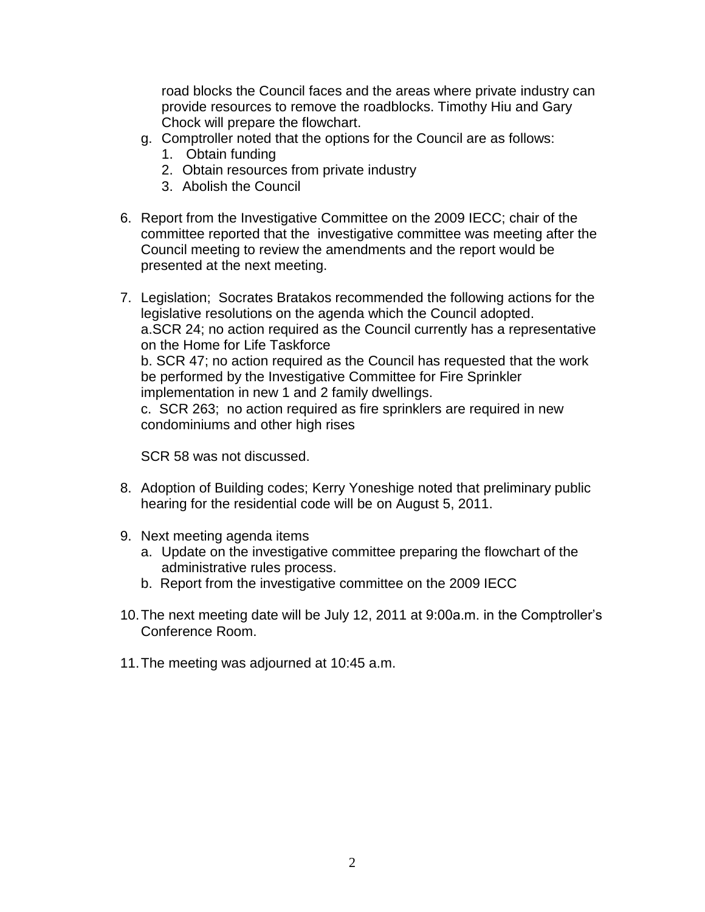road blocks the Council faces and the areas where private industry can provide resources to remove the roadblocks. Timothy Hiu and Gary Chock will prepare the flowchart.

   g. Comptroller noted that the options for the Council are as follows:
      1. Obtain funding
      2. Obtain resources from private industry
      3. Abolish the Council

6. Report from the Investigative Committee on the 2009 IECC; chair of the committee reported that the investigative committee was meeting after the Council meeting to review the amendments and the report would be presented at the next meeting.

7. Legislation; Socrates Bratakos recommended the following actions for the legislative resolutions on the agenda which the Council adopted.
   a.SCR 24; no action required as the Council currently has a representative on the Home for Life Taskforce
   b. SCR 47; no action required as the Council has requested that the work be performed by the Investigative Committee for Fire Sprinkler implementation in new 1 and 2 family dwellings.
   c. SCR 263; no action required as fire sprinklers are required in new condominiums and other high rises

   SCR 58 was not discussed.

8. Adoption of Building codes; Kerry Yoneshige noted that preliminary public hearing for the residential code will be on August 5, 2011.

9. Next meeting agenda items
   a. Update on the investigative committee preparing the flowchart of the administrative rules process.
   b. Report from the investigative committee on the 2009 IECC

10. The next meeting date will be July 12, 2011 at 9:00a.m. in the Comptroller's Conference Room.

11. The meeting was adjourned at 10:45 a.m.